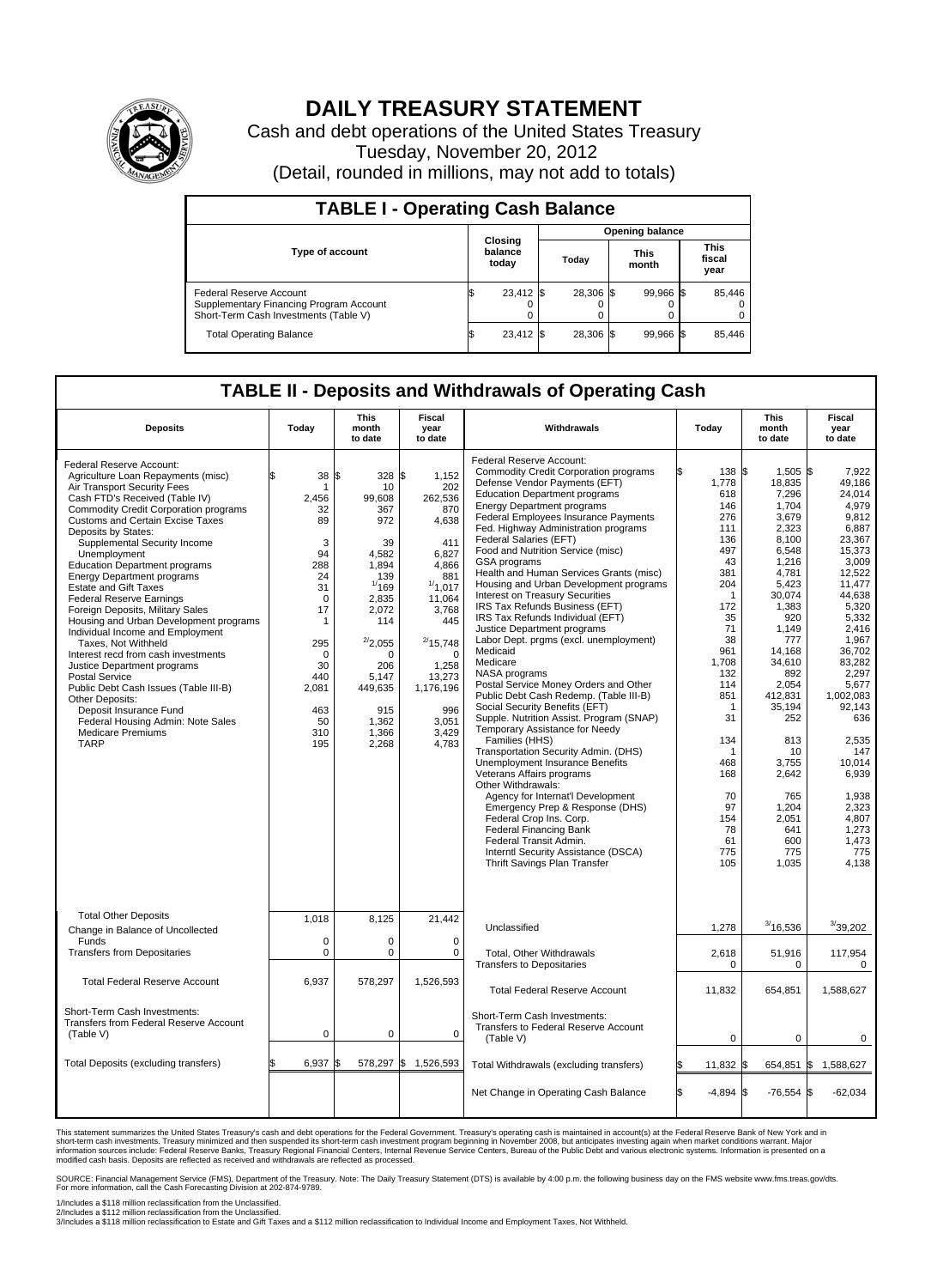# DAILY TREASURY STATEMENT

Cash and debt operations of the United States Treasury

Tuesday, November 20, 2012

(Detail, rounded in millions, may not add to totals)

## TABLE I - Operating Cash Balance

| Type of account | Closing balance today | Opening balance Today | Opening balance This month | Opening balance This fiscal year |
|---|---|---|---|---|
| Federal Reserve Account | $ 23,412 | $ 28,306 | $ 99,966 | $ 85,446 |
| Supplementary Financing Program Account | 0 | 0 | 0 | 0 |
| Short-Term Cash Investments (Table V) | 0 | 0 | 0 | 0 |
| Total Operating Balance | $ 23,412 | $ 28,306 | $ 99,966 | $ 85,446 |

## TABLE II - Deposits and Withdrawals of Operating Cash

| Deposits | Today | This month to date | Fiscal year to date | Withdrawals | Today | This month to date | Fiscal year to date |
|---|---|---|---|---|---|---|---|
| Federal Reserve Account: | | | | Federal Reserve Account: | | | |
| Agriculture Loan Repayments (misc) | $ 38 | $ 328 | $ 1,152 | Commodity Credit Corporation programs | $ 138 | $ 1,505 | $ 7,922 |
| Air Transport Security Fees | 1 | 10 | 202 | Defense Vendor Payments (EFT) | 1,778 | 18,835 | 49,186 |
| Cash FTD's Received (Table IV) | 2,456 | 99,608 | 262,536 | Education Department programs | 618 | 7,296 | 24,014 |
| Commodity Credit Corporation programs | 32 | 367 | 870 | Energy Department programs | 146 | 1,704 | 4,979 |
| Customs and Certain Excise Taxes | 89 | 972 | 4,638 | Federal Employees Insurance Payments | 276 | 3,679 | 9,812 |
| Deposits by States: | | | | Fed. Highway Administration programs | 111 | 2,323 | 6,887 |
| Supplemental Security Income | 3 | 39 | 411 | Federal Salaries (EFT) | 136 | 8,100 | 23,367 |
| Unemployment | 94 | 4,582 | 6,827 | Food and Nutrition Service (misc) | 497 | 6,548 | 15,373 |
| Education Department programs | 288 | 1,894 | 4,866 | GSA programs | 43 | 1,216 | 3,009 |
| Energy Department programs | 24 | 139 | 881 | Health and Human Services Grants (misc) | 381 | 4,781 | 12,522 |
| Estate and Gift Taxes | 31 | [1]169 | [1]1,017 | Housing and Urban Development programs | 204 | 5,423 | 11,477 |
| Federal Reserve Earnings | 0 | 2,835 | 11,064 | Interest on Treasury Securities | 1 | 30,074 | 44,638 |
| Foreign Deposits, Military Sales | 17 | 2,072 | 3,768 | IRS Tax Refunds Business (EFT) | 172 | 1,383 | 5,320 |
| Housing and Urban Development programs | 1 | 114 | 445 | IRS Tax Refunds Individual (EFT) | 35 | 920 | 5,332 |
| Individual Income and Employment | | | | Justice Department programs | 71 | 1,149 | 2,416 |
| Taxes, Not Withheld | 295 | [2]2,055 | [2]15,748 | Labor Dept. prgms (excl. unemployment) | 38 | 777 | 1,967 |
| Interest recd from cash investments | 0 | 0 | 0 | Medicaid | 961 | 14,168 | 36,702 |
| Justice Department programs | 30 | 206 | 1,258 | Medicare | 1,708 | 34,610 | 83,282 |
| Postal Service | 440 | 5,147 | 13,273 | NASA programs | 132 | 892 | 2,297 |
| Public Debt Cash Issues (Table III-B) | 2,081 | 449,635 | 1,176,196 | Postal Service Money Orders and Other | 114 | 2,054 | 5,677 |
| Other Deposits: | | | | Public Debt Cash Redemp. (Table III-B) | 851 | 412,831 | 1,002,083 |
| Deposit Insurance Fund | 463 | 915 | 996 | Social Security Benefits (EFT) | 1 | 35,194 | 92,143 |
| Federal Housing Admin: Note Sales | 50 | 1,362 | 3,051 | Supple. Nutrition Assist. Program (SNAP) | 31 | 252 | 636 |
| Medicare Premiums | 310 | 1,366 | 3,429 | Temporary Assistance for Needy | | | |
| TARP | 195 | 2,268 | 4,783 | Families (HHS) | 134 | 813 | 2,535 |
| | | | | Transportation Security Admin. (DHS) | 1 | 10 | 147 |
| | | | | Unemployment Insurance Benefits | 468 | 3,755 | 10,014 |
| | | | | Veterans Affairs programs | 168 | 2,642 | 6,939 |
| | | | | Other Withdrawals: | | | |
| | | | | Agency for Internat'l Development | 70 | 765 | 1,938 |
| | | | | Emergency Prep & Response (DHS) | 97 | 1,204 | 2,323 |
| | | | | Federal Crop Ins. Corp. | 154 | 2,051 | 4,807 |
| | | | | Federal Financing Bank | 78 | 641 | 1,273 |
| | | | | Federal Transit Admin. | 61 | 600 | 1,473 |
| | | | | Interntl Security Assistance (DSCA) | 775 | 775 | 775 |
| | | | | Thrift Savings Plan Transfer | 105 | 1,035 | 4,138 |
| Total Other Deposits | 1,018 | 8,125 | 21,442 | Unclassified | 1,278 | [3]16,536 | [3]39,202 |
| Change in Balance of Uncollected Funds | 0 | 0 | 0 | | | | |
| Transfers from Depositaries | 0 | 0 | 0 | Total, Other Withdrawals | 2,618 | 51,916 | 117,954 |
| | | | | Transfers to Depositaries | 0 | 0 | 0 |
| Total Federal Reserve Account | 6,937 | 578,297 | 1,526,593 | Total Federal Reserve Account | 11,832 | 654,851 | 1,588,627 |
| Short-Term Cash Investments: Transfers from Federal Reserve Account (Table V) | 0 | 0 | 0 | Short-Term Cash Investments: Transfers to Federal Reserve Account (Table V) | 0 | 0 | 0 |
| Total Deposits (excluding transfers) | $ 6,937 | $ 578,297 | $ 1,526,593 | Total Withdrawals (excluding transfers) | $ 11,832 | $ 654,851 | $ 1,588,627 |
| | | | | Net Change in Operating Cash Balance | $ -4,894 | $ -76,554 | $ -62,034 |

This statement summarizes the United States Treasury's cash and debt operations for the Federal Government. Treasury's operating cash is maintained in account(s) at the Federal Reserve Bank of New York and in short-term cash investments. Treasury minimized and then suspended its short-term cash investment program beginning in November 2008, but anticipates investing again when market conditions warrant. Major information sources include: Federal Reserve Banks, Treasury Regional Financial Centers, Internal Revenue Service Centers, Bureau of the Public Debt and various electronic systems. Information is presented on a modified cash basis. Deposits are reflected as received and withdrawals are reflected as processed.

SOURCE: Financial Management Service (FMS), Department of the Treasury. Note: The Daily Treasury Statement (DTS) is available by 4:00 p.m. the following business day on the FMS website www.fms.treas.gov/dts. For more information, call the Cash Forecasting Division at 202-874-9789.

1/Includes a $118 million reclassification from the Unclassified.
2/Includes a $112 million reclassification from the Unclassified.
3/Includes a $118 million reclassification to Estate and Gift Taxes and a $112 million reclassification to Individual Income and Employment Taxes, Not Withheld.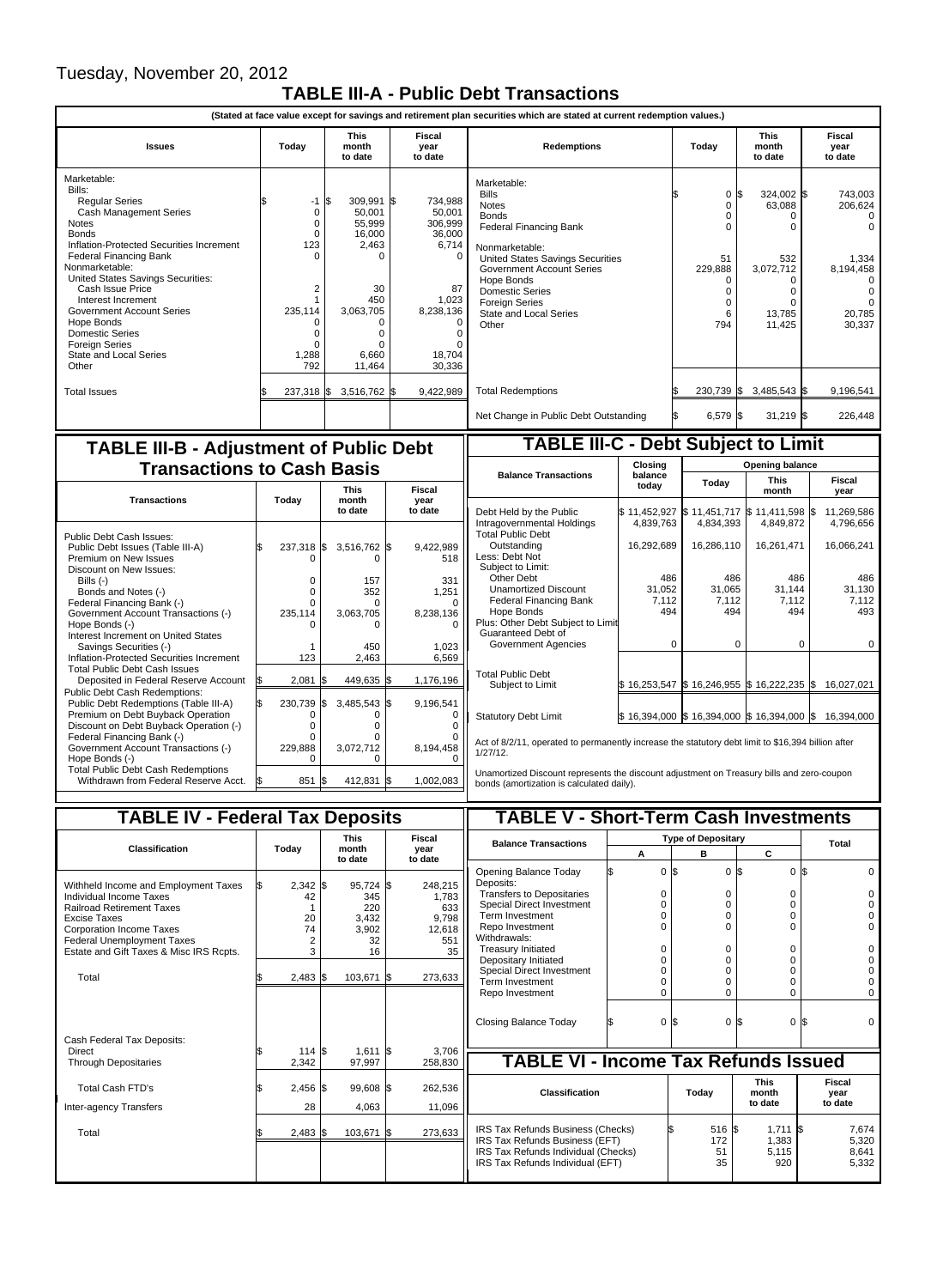Tuesday, November 20, 2012

# TABLE III-A - Public Debt Transactions

(Stated at face value except for savings and retirement plan securities which are stated at current redemption values.)

| Issues | Today | This month to date | Fiscal year to date |
|---|---|---|---|
| Marketable: | | | |
| Bills: | | | |
| Regular Series | $ -1 | $ 309,991 | $ 734,988 |
| Cash Management Series | 0 | 50,001 | 50,001 |
| Notes | 0 | 55,999 | 306,999 |
| Bonds | 0 | 16,000 | 36,000 |
| Inflation-Protected Securities Increment | 123 | 2,463 | 6,714 |
| Federal Financing Bank | 0 | 0 | 0 |
| Nonmarketable: | | | |
| United States Savings Securities: | | | |
| Cash Issue Price | 2 | 30 | 87 |
| Interest Increment | 1 | 450 | 1,023 |
| Government Account Series | 235,114 | 3,063,705 | 8,238,136 |
| Hope Bonds | 0 | 0 | 0 |
| Domestic Series | 0 | 0 | 0 |
| Foreign Series | 0 | 0 | 0 |
| State and Local Series | 1,288 | 6,660 | 18,704 |
| Other | 792 | 11,464 | 30,336 |
| Total Issues | $ 237,318 | $ 3,516,762 | $ 9,422,989 |

| Redemptions | Today | This month to date | Fiscal year to date |
|---|---|---|---|
| Marketable: | | | |
| Bills | $ 0 | $ 324,002 | $ 743,003 |
| Notes | 0 | 63,088 | 206,624 |
| Bonds | 0 | 0 | 0 |
| Federal Financing Bank | 0 | 0 | 0 |
| Nonmarketable: | | | |
| United States Savings Securities | 51 | 532 | 1,334 |
| Government Account Series | 229,888 | 3,072,712 | 8,194,458 |
| Hope Bonds | 0 | 0 | 0 |
| Domestic Series | 0 | 0 | 0 |
| Foreign Series | 0 | 0 | 0 |
| State and Local Series | 6 | 13,785 | 20,785 |
| Other | 794 | 11,425 | 30,337 |
| Total Redemptions | $ 230,739 | $ 3,485,543 | $ 9,196,541 |
| Net Change in Public Debt Outstanding | $ 6,579 | $ 31,219 | $ 226,448 |

# TABLE III-B - Adjustment of Public Debt Transactions to Cash Basis

| Transactions | Today | This month to date | Fiscal year to date |
|---|---|---|---|
| Public Debt Cash Issues: | | | |
| Public Debt Issues (Table III-A) | $ 237,318 | $ 3,516,762 | $ 9,422,989 |
| Premium on New Issues | 0 | 0 | 518 |
| Discount on New Issues: | | | |
| Bills (-) | 0 | 157 | 331 |
| Bonds and Notes (-) | 0 | 352 | 1,251 |
| Federal Financing Bank (-) | 0 | 0 | 0 |
| Government Account Transactions (-) | 235,114 | 3,063,705 | 8,238,136 |
| Hope Bonds (-) | 0 | 0 | 0 |
| Interest Increment on United States Savings Securities (-) | 1 | 450 | 1,023 |
| Inflation-Protected Securities Increment | 123 | 2,463 | 6,569 |
| Total Public Debt Cash Issues Deposited in Federal Reserve Account | $ 2,081 | $ 449,635 | $ 1,176,196 |
| Public Debt Cash Redemptions: | | | |
| Public Debt Redemptions (Table III-A) | $ 230,739 | $ 3,485,543 | $ 9,196,541 |
| Premium on Debt Buyback Operation | 0 | 0 | 0 |
| Discount on Debt Buyback Operation (-) | 0 | 0 | 0 |
| Federal Financing Bank (-) | 0 | 0 | 0 |
| Government Account Transactions (-) | 229,888 | 3,072,712 | 8,194,458 |
| Hope Bonds (-) | 0 | 0 | 0 |
| Total Public Debt Cash Redemptions Withdrawn from Federal Reserve Acct. | $ 851 | $ 412,831 | $ 1,002,083 |

# TABLE III-C - Debt Subject to Limit

| Balance Transactions | Closing balance today | Opening balance Today | Opening balance This month | Opening balance Fiscal year |
|---|---|---|---|---|
| Debt Held by the Public | $ 11,452,927 | $ 11,451,717 | $ 11,411,598 | $ 11,269,586 |
| Intragovernmental Holdings | 4,839,763 | 4,834,393 | 4,849,872 | 4,796,656 |
| Total Public Debt Outstanding | 16,292,689 | 16,286,110 | 16,261,471 | 16,066,241 |
| Less: Debt Not Subject to Limit: | | | | |
| Other Debt | 486 | 486 | 486 | 486 |
| Unamortized Discount | 31,052 | 31,065 | 31,144 | 31,130 |
| Federal Financing Bank | 7,112 | 7,112 | 7,112 | 7,112 |
| Hope Bonds | 494 | 494 | 494 | 493 |
| Plus: Other Debt Subject to Limit Guaranteed Debt of Government Agencies | 0 | 0 | 0 | 0 |
| Total Public Debt Subject to Limit | $ 16,253,547 | $ 16,246,955 | $ 16,222,235 | $ 16,027,021 |
| Statutory Debt Limit | $ 16,394,000 | $ 16,394,000 | $ 16,394,000 | $ 16,394,000 |

Act of 8/2/11, operated to permanently increase the statutory debt limit to $16,394 billion after 1/27/12.

Unamortized Discount represents the discount adjustment on Treasury bills and zero-coupon bonds (amortization is calculated daily).

# TABLE IV - Federal Tax Deposits

| Classification | Today | This month to date | Fiscal year to date |
|---|---|---|---|
| Withheld Income and Employment Taxes | $ 2,342 | $ 95,724 | $ 248,215 |
| Individual Income Taxes | 42 | 345 | 1,783 |
| Railroad Retirement Taxes | 1 | 220 | 633 |
| Excise Taxes | 20 | 3,432 | 9,798 |
| Corporation Income Taxes | 74 | 3,902 | 12,618 |
| Federal Unemployment Taxes | 2 | 32 | 551 |
| Estate and Gift Taxes & Misc IRS Rcpts. | 3 | 16 | 35 |
| Total | $ 2,483 | $ 103,671 | $ 273,633 |
| Cash Federal Tax Deposits: | | | |
| Direct | $ 114 | $ 1,611 | $ 3,706 |
| Through Depositaries | 2,342 | 97,997 | 258,830 |
| Total Cash FTD's | $ 2,456 | $ 99,608 | $ 262,536 |
| Inter-agency Transfers | 28 | 4,063 | 11,096 |
| Total | $ 2,483 | $ 103,671 | $ 273,633 |

# TABLE V - Short-Term Cash Investments

| Balance Transactions | Type of Depositary A | B | C | Total |
|---|---|---|---|---|
| Opening Balance Today | $ 0 | $ 0 | $ 0 | $ 0 |
| Deposits: | | | | |
| Transfers to Depositaries | 0 | 0 | 0 | 0 |
| Special Direct Investment | 0 | 0 | 0 | 0 |
| Term Investment | 0 | 0 | 0 | 0 |
| Repo Investment | 0 | 0 | 0 | 0 |
| Withdrawals: | | | | |
| Treasury Initiated | 0 | 0 | 0 | 0 |
| Depositary Initiated | 0 | 0 | 0 | 0 |
| Special Direct Investment | 0 | 0 | 0 | 0 |
| Term Investment | 0 | 0 | 0 | 0 |
| Repo Investment | 0 | 0 | 0 | 0 |
| Closing Balance Today | $ 0 | $ 0 | $ 0 | $ 0 |

# TABLE VI - Income Tax Refunds Issued

| Classification | Today | This month to date | Fiscal year to date |
|---|---|---|---|
| IRS Tax Refunds Business (Checks) | $ 516 | $ 1,711 | $ 7,674 |
| IRS Tax Refunds Business (EFT) | 172 | 1,383 | 5,320 |
| IRS Tax Refunds Individual (Checks) | 51 | 5,115 | 8,641 |
| IRS Tax Refunds Individual (EFT) | 35 | 920 | 5,332 |